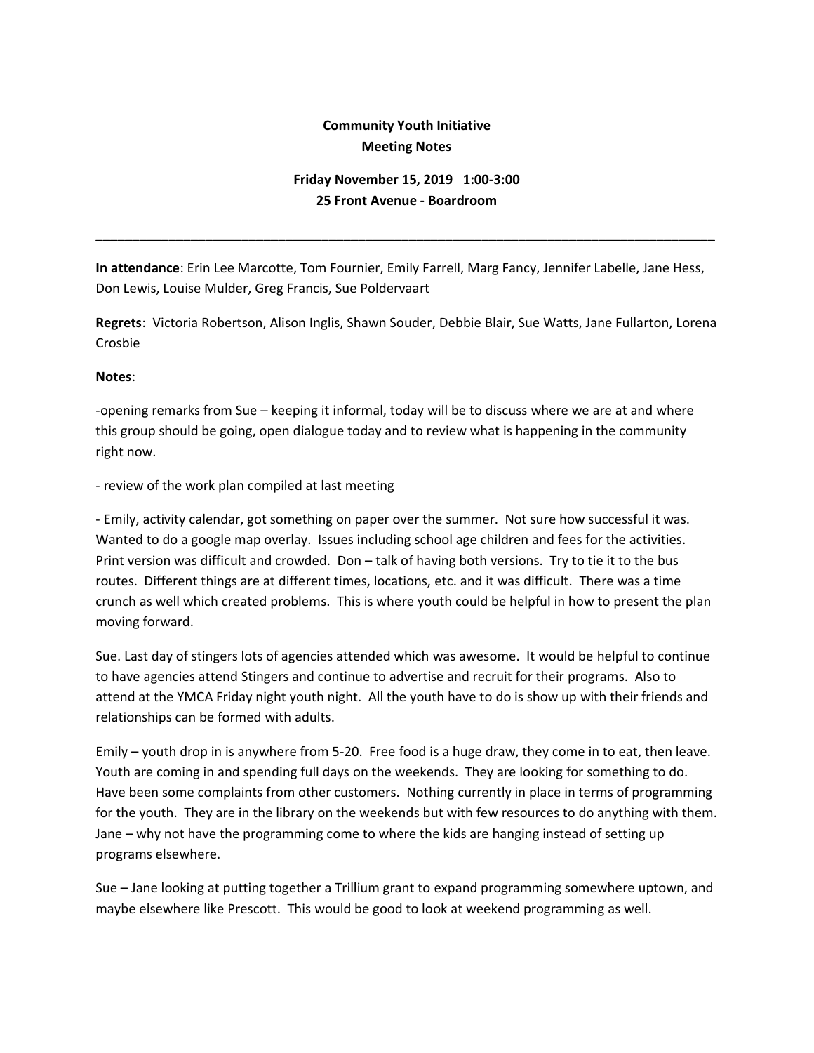**Community Youth Initiative**
**Meeting Notes**

**Friday November 15, 2019 1:00-3:00**
**25 Front Avenue - Boardroom**

---

**In attendance**: Erin Lee Marcotte, Tom Fournier, Emily Farrell, Marg Fancy, Jennifer Labelle, Jane Hess, Don Lewis, Louise Mulder, Greg Francis, Sue Poldervaart

**Regrets**: Victoria Robertson, Alison Inglis, Shawn Souder, Debbie Blair, Sue Watts, Jane Fullarton, Lorena Crosbie

**Notes**:

-opening remarks from Sue – keeping it informal, today will be to discuss where we are at and where this group should be going, open dialogue today and to review what is happening in the community right now.

- review of the work plan compiled at last meeting

- Emily, activity calendar, got something on paper over the summer. Not sure how successful it was. Wanted to do a google map overlay. Issues including school age children and fees for the activities. Print version was difficult and crowded. Don – talk of having both versions. Try to tie it to the bus routes. Different things are at different times, locations, etc. and it was difficult. There was a time crunch as well which created problems. This is where youth could be helpful in how to present the plan moving forward.

Sue. Last day of stingers lots of agencies attended which was awesome. It would be helpful to continue to have agencies attend Stingers and continue to advertise and recruit for their programs. Also to attend at the YMCA Friday night youth night. All the youth have to do is show up with their friends and relationships can be formed with adults.

Emily – youth drop in is anywhere from 5-20. Free food is a huge draw, they come in to eat, then leave. Youth are coming in and spending full days on the weekends. They are looking for something to do. Have been some complaints from other customers. Nothing currently in place in terms of programming for the youth. They are in the library on the weekends but with few resources to do anything with them. Jane – why not have the programming come to where the kids are hanging instead of setting up programs elsewhere.

Sue – Jane looking at putting together a Trillium grant to expand programming somewhere uptown, and maybe elsewhere like Prescott. This would be good to look at weekend programming as well.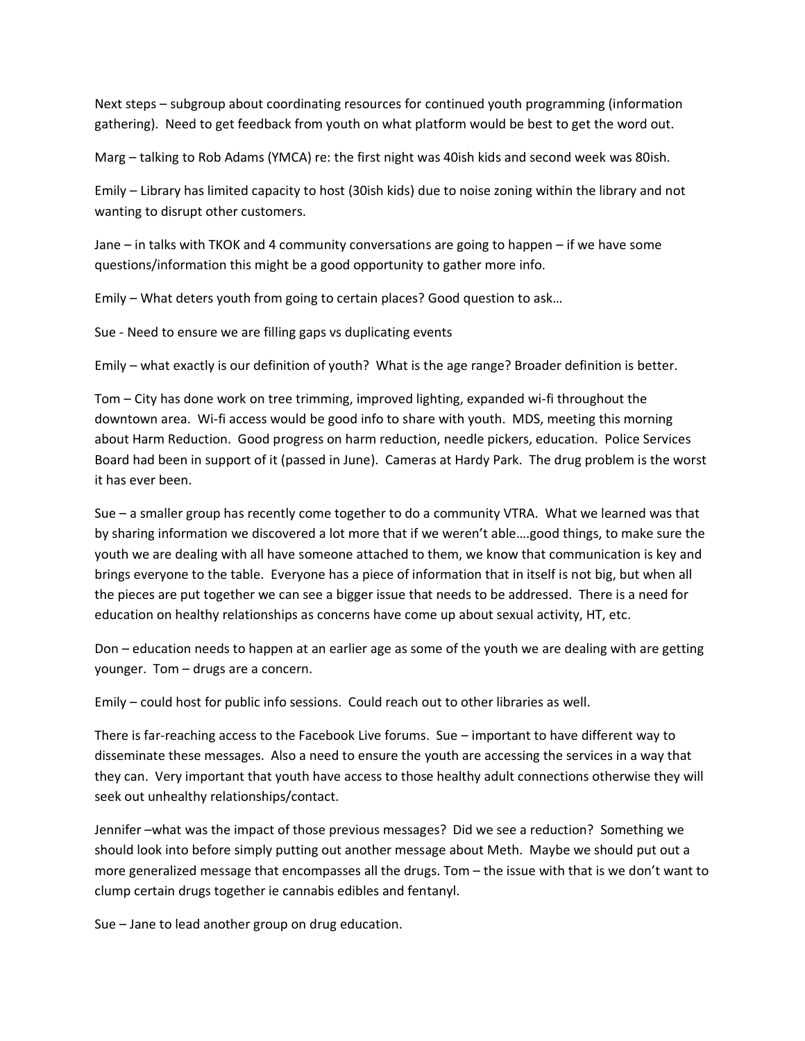Next steps – subgroup about coordinating resources for continued youth programming (information gathering). Need to get feedback from youth on what platform would be best to get the word out.

Marg – talking to Rob Adams (YMCA) re: the first night was 40ish kids and second week was 80ish.

Emily – Library has limited capacity to host (30ish kids) due to noise zoning within the library and not wanting to disrupt other customers.

Jane – in talks with TKOK and 4 community conversations are going to happen – if we have some questions/information this might be a good opportunity to gather more info.

Emily – What deters youth from going to certain places? Good question to ask…

Sue - Need to ensure we are filling gaps vs duplicating events

Emily – what exactly is our definition of youth? What is the age range? Broader definition is better.

Tom – City has done work on tree trimming, improved lighting, expanded wi-fi throughout the downtown area. Wi-fi access would be good info to share with youth. MDS, meeting this morning about Harm Reduction. Good progress on harm reduction, needle pickers, education. Police Services Board had been in support of it (passed in June). Cameras at Hardy Park. The drug problem is the worst it has ever been.

Sue – a smaller group has recently come together to do a community VTRA. What we learned was that by sharing information we discovered a lot more that if we weren't able….good things, to make sure the youth we are dealing with all have someone attached to them, we know that communication is key and brings everyone to the table. Everyone has a piece of information that in itself is not big, but when all the pieces are put together we can see a bigger issue that needs to be addressed. There is a need for education on healthy relationships as concerns have come up about sexual activity, HT, etc.

Don – education needs to happen at an earlier age as some of the youth we are dealing with are getting younger. Tom – drugs are a concern.

Emily – could host for public info sessions. Could reach out to other libraries as well.

There is far-reaching access to the Facebook Live forums. Sue – important to have different way to disseminate these messages. Also a need to ensure the youth are accessing the services in a way that they can. Very important that youth have access to those healthy adult connections otherwise they will seek out unhealthy relationships/contact.

Jennifer –what was the impact of those previous messages? Did we see a reduction? Something we should look into before simply putting out another message about Meth. Maybe we should put out a more generalized message that encompasses all the drugs. Tom – the issue with that is we don't want to clump certain drugs together ie cannabis edibles and fentanyl.

Sue – Jane to lead another group on drug education.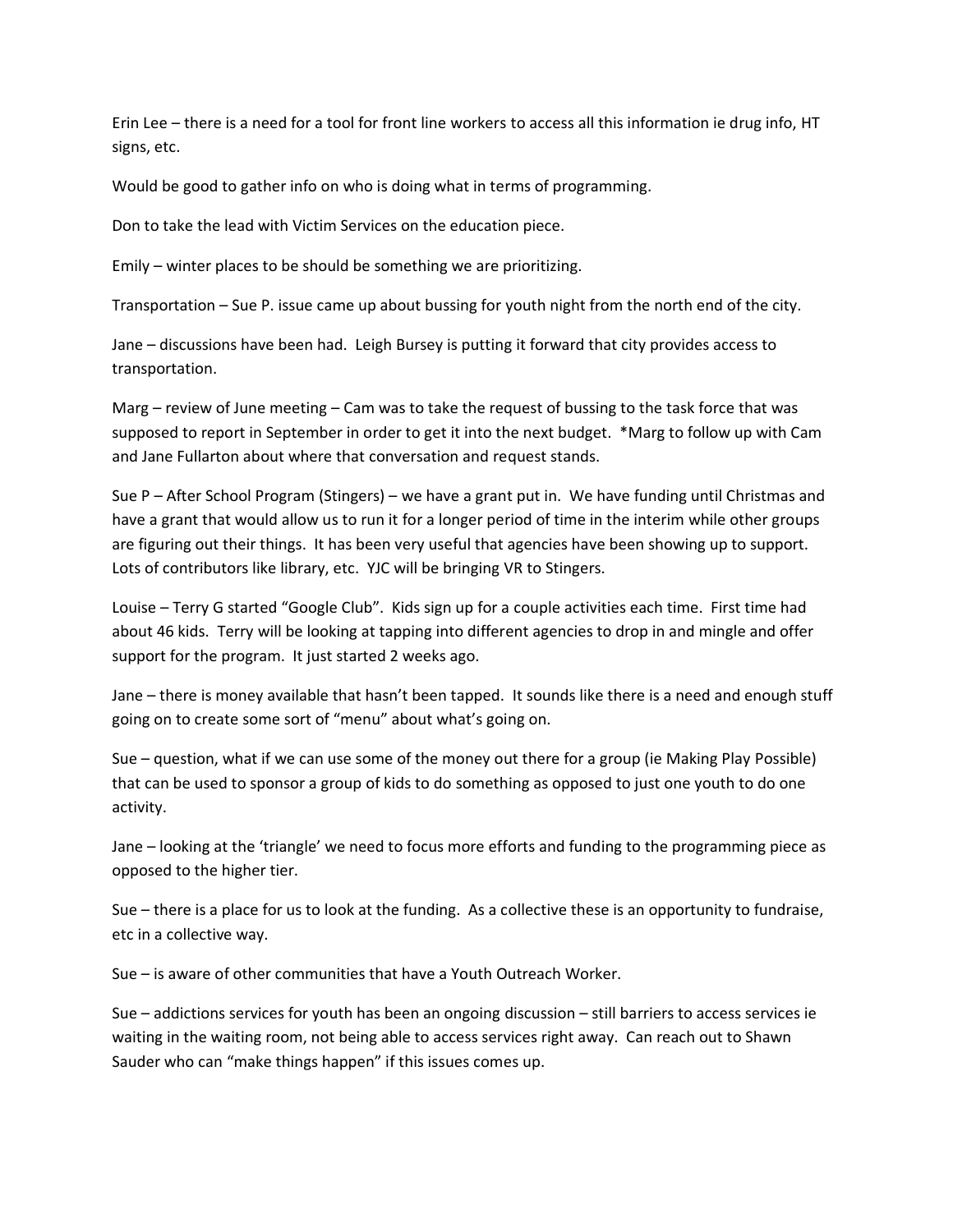Erin Lee – there is a need for a tool for front line workers to access all this information ie drug info, HT signs, etc.

Would be good to gather info on who is doing what in terms of programming.

Don to take the lead with Victim Services on the education piece.

Emily – winter places to be should be something we are prioritizing.

Transportation – Sue P. issue came up about bussing for youth night from the north end of the city.

Jane – discussions have been had. Leigh Bursey is putting it forward that city provides access to transportation.

Marg – review of June meeting – Cam was to take the request of bussing to the task force that was supposed to report in September in order to get it into the next budget. *Marg to follow up with Cam and Jane Fullarton about where that conversation and request stands.

Sue P – After School Program (Stingers) – we have a grant put in. We have funding until Christmas and have a grant that would allow us to run it for a longer period of time in the interim while other groups are figuring out their things. It has been very useful that agencies have been showing up to support. Lots of contributors like library, etc. YJC will be bringing VR to Stingers.

Louise – Terry G started "Google Club". Kids sign up for a couple activities each time. First time had about 46 kids. Terry will be looking at tapping into different agencies to drop in and mingle and offer support for the program. It just started 2 weeks ago.

Jane – there is money available that hasn't been tapped. It sounds like there is a need and enough stuff going on to create some sort of "menu" about what's going on.

Sue – question, what if we can use some of the money out there for a group (ie Making Play Possible) that can be used to sponsor a group of kids to do something as opposed to just one youth to do one activity.

Jane – looking at the 'triangle' we need to focus more efforts and funding to the programming piece as opposed to the higher tier.

Sue – there is a place for us to look at the funding. As a collective these is an opportunity to fundraise, etc in a collective way.

Sue – is aware of other communities that have a Youth Outreach Worker.

Sue – addictions services for youth has been an ongoing discussion – still barriers to access services ie waiting in the waiting room, not being able to access services right away. Can reach out to Shawn Sauder who can "make things happen" if this issues comes up.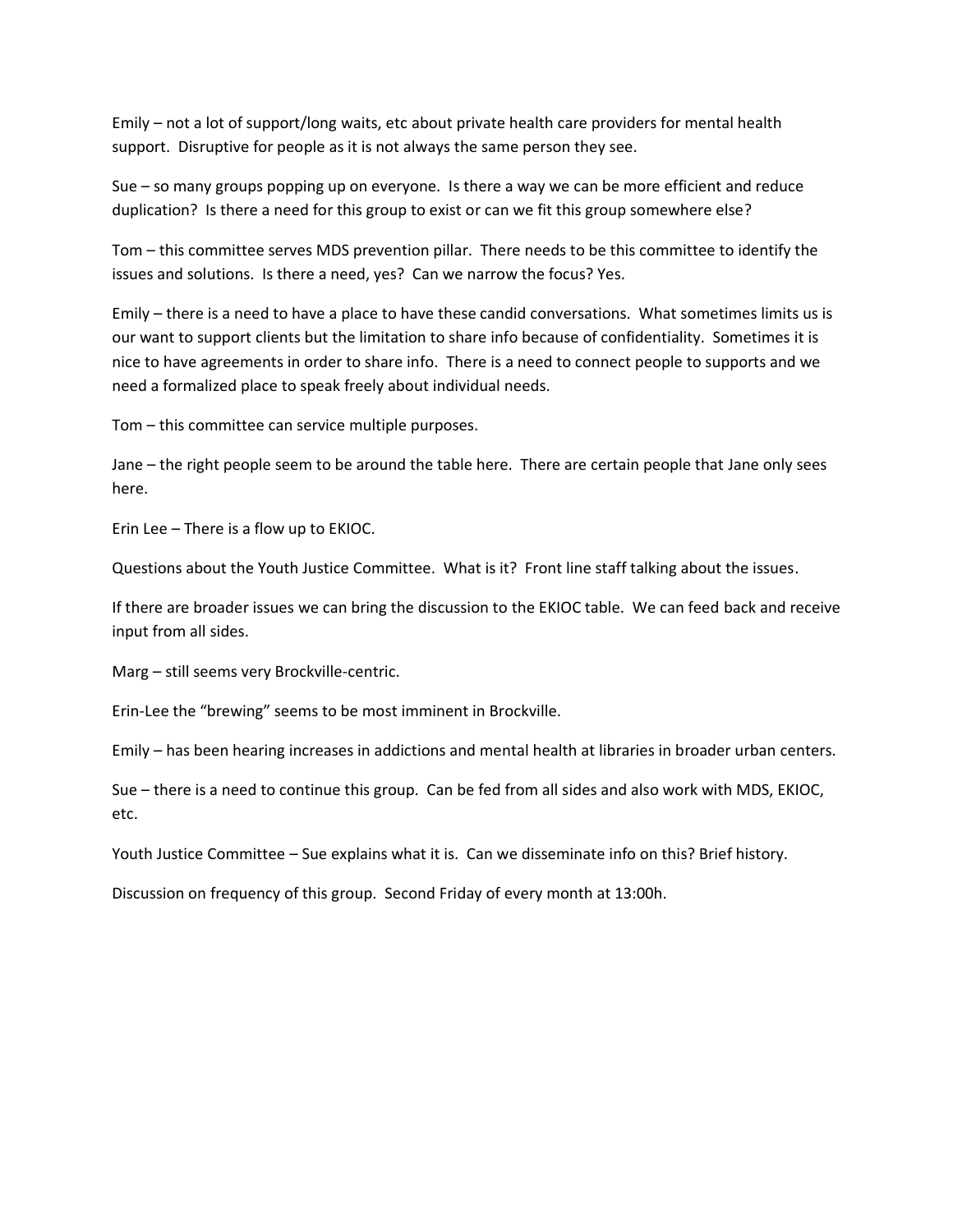Emily – not a lot of support/long waits, etc about private health care providers for mental health support. Disruptive for people as it is not always the same person they see.

Sue – so many groups popping up on everyone. Is there a way we can be more efficient and reduce duplication? Is there a need for this group to exist or can we fit this group somewhere else?

Tom – this committee serves MDS prevention pillar. There needs to be this committee to identify the issues and solutions. Is there a need, yes? Can we narrow the focus? Yes.

Emily – there is a need to have a place to have these candid conversations. What sometimes limits us is our want to support clients but the limitation to share info because of confidentiality. Sometimes it is nice to have agreements in order to share info. There is a need to connect people to supports and we need a formalized place to speak freely about individual needs.

Tom – this committee can service multiple purposes.

Jane – the right people seem to be around the table here. There are certain people that Jane only sees here.

Erin Lee – There is a flow up to EKIOC.

Questions about the Youth Justice Committee. What is it? Front line staff talking about the issues.

If there are broader issues we can bring the discussion to the EKIOC table. We can feed back and receive input from all sides.

Marg – still seems very Brockville-centric.

Erin-Lee the "brewing" seems to be most imminent in Brockville.

Emily – has been hearing increases in addictions and mental health at libraries in broader urban centers.

Sue – there is a need to continue this group. Can be fed from all sides and also work with MDS, EKIOC, etc.

Youth Justice Committee – Sue explains what it is. Can we disseminate info on this? Brief history.

Discussion on frequency of this group. Second Friday of every month at 13:00h.